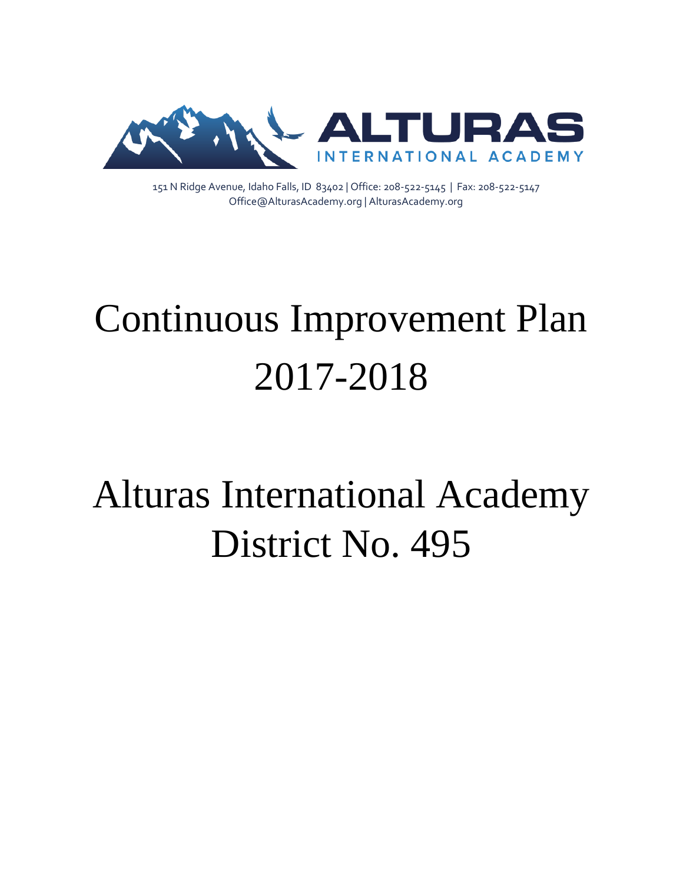ALTURAS

INTERNATIONAL ACADEMY

151 N Ridge Avenue, Idaho Falls, ID 83402 | Office: 208-522-5145 | Fax: 208-522-5147
Office@AlturasAcademy.org | AlturasAcademy.org

# Continuous Improvement Plan 2017-2018

# Alturas International Academy District No. 495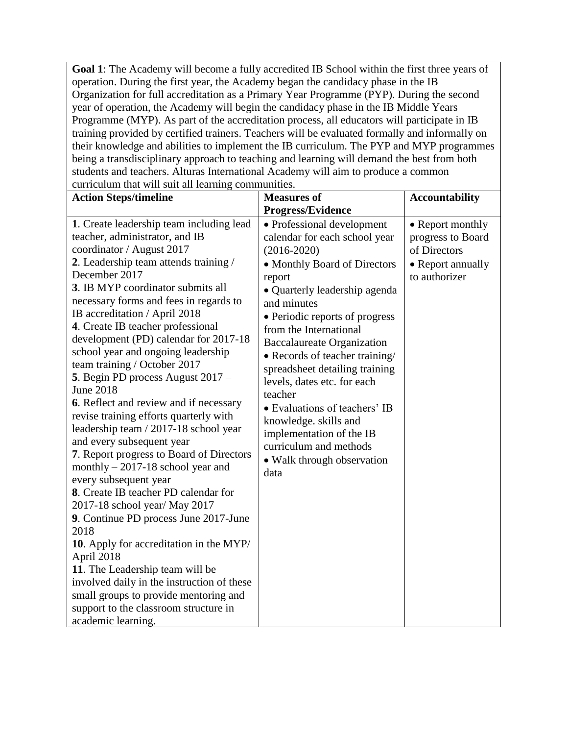| **Goal 1**: The Academy will become a fully accredited IB School within the first three years of operation. During the first year, the Academy began the candidacy phase in the IB Organization for full accreditation as a Primary Year Programme (PYP). During the second year of operation, the Academy will begin the candidacy phase in the IB Middle Years Programme (MYP). As part of the accreditation process, all educators will participate in IB training provided by certified trainers. Teachers will be evaluated formally and informally on their knowledge and abilities to implement the IB curriculum. The PYP and MYP programmes being a transdisciplinary approach to teaching and learning will demand the best from both students and teachers. Alturas International Academy will aim to produce a common curriculum that will suit all learning communities. | | |
|---|---|---|
| **Action Steps/timeline** | **Measures of Progress/Evidence** | **Accountability** |
| **1**. Create leadership team including lead teacher, administrator, and IB coordinator / August 2017<br>**2**. Leadership team attends training / December 2017<br>**3**. IB MYP coordinator submits all necessary forms and fees in regards to IB accreditation / April 2018<br>**4**. Create IB teacher professional development (PD) calendar for 2017-18 school year and ongoing leadership team training / October 2017<br>**5**. Begin PD process August 2017 – June 2018<br>**6**. Reflect and review and if necessary revise training efforts quarterly with leadership team / 2017-18 school year and every subsequent year<br>**7**. Report progress to Board of Directors monthly – 2017-18 school year and every subsequent year<br>**8**. Create IB teacher PD calendar for 2017-18 school year/ May 2017<br>**9**. Continue PD process June 2017-June 2018<br>**10**. Apply for accreditation in the MYP/ April 2018<br>**11**. The Leadership team will be involved daily in the instruction of these small groups to provide mentoring and support to the classroom structure in academic learning. | • Professional development calendar for each school year (2016-2020)<br>• Monthly Board of Directors report<br>• Quarterly leadership agenda and minutes<br>• Periodic reports of progress from the International Baccalaureate Organization<br>• Records of teacher training/ spreadsheet detailing training levels, dates etc. for each teacher<br>• Evaluations of teachers' IB knowledge. skills and implementation of the IB curriculum and methods<br>• Walk through observation data | • Report monthly progress to Board of Directors<br>• Report annually to authorizer |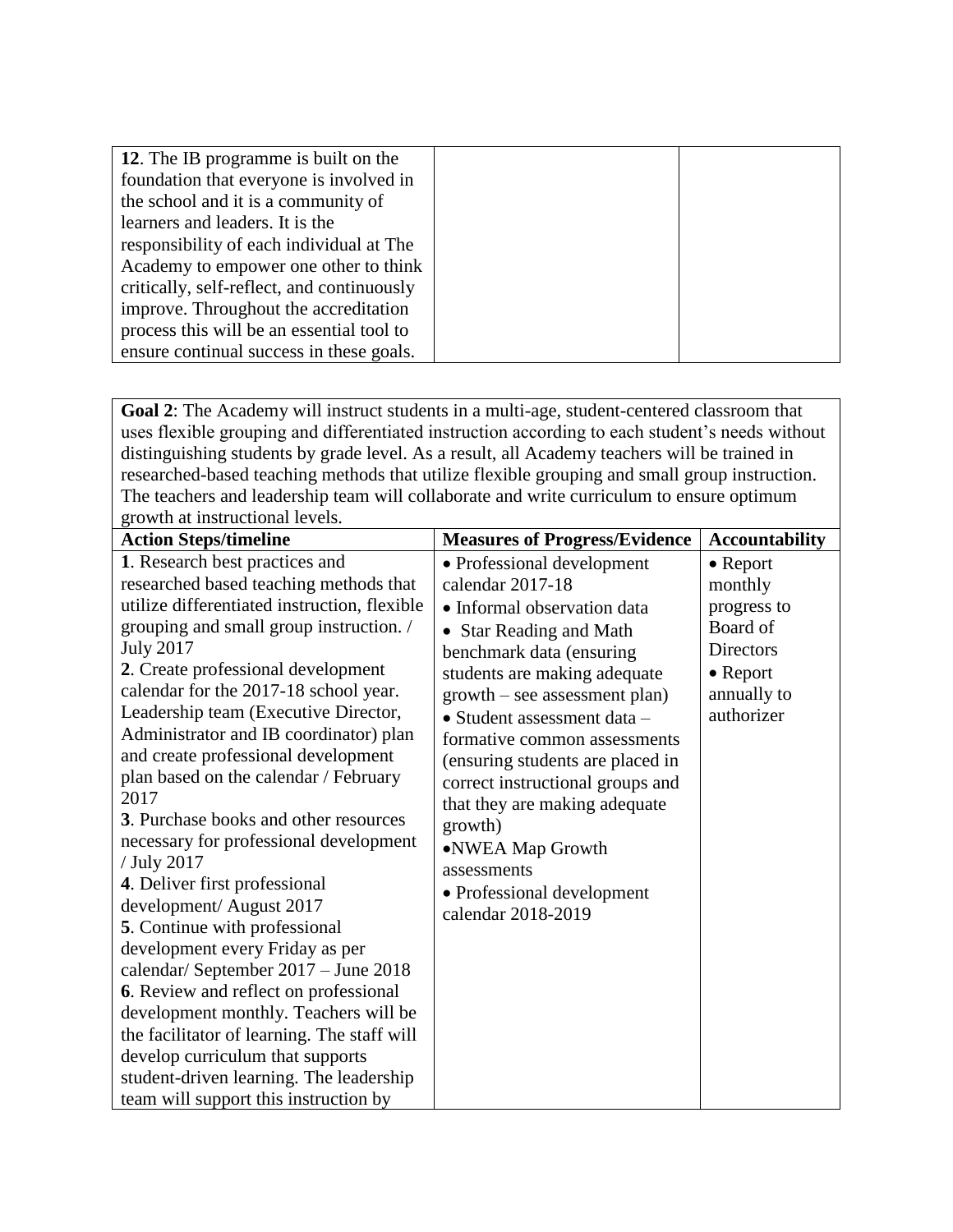| | | |
|---|---|---|
| **12**. The IB programme is built on the foundation that everyone is involved in the school and it is a community of learners and leaders. It is the responsibility of each individual at The Academy to empower one other to think critically, self-reflect, and continuously improve. Throughout the accreditation process this will be an essential tool to ensure continual success in these goals. | | |

| **Goal 2**: The Academy will instruct students in a multi-age, student-centered classroom that uses flexible grouping and differentiated instruction according to each student's needs without distinguishing students by grade level. As a result, all Academy teachers will be trained in researched-based teaching methods that utilize flexible grouping and small group instruction. The teachers and leadership team will collaborate and write curriculum to ensure optimum growth at instructional levels. | | |
|---|---|---|
| **Action Steps/timeline** | **Measures of Progress/Evidence** | **Accountability** |
| **1**. Research best practices and researched based teaching methods that utilize differentiated instruction, flexible grouping and small group instruction. / July 2017<br>**2**. Create professional development calendar for the 2017-18 school year. Leadership team (Executive Director, Administrator and IB coordinator) plan and create professional development plan based on the calendar / February 2017<br>**3**. Purchase books and other resources necessary for professional development / July 2017<br>**4**. Deliver first professional development/ August 2017<br>**5**. Continue with professional development every Friday as per calendar/ September 2017 – June 2018<br>**6**. Review and reflect on professional development monthly. Teachers will be the facilitator of learning. The staff will develop curriculum that supports student-driven learning. The leadership team will support this instruction by | • Professional development calendar 2017-18<br>• Informal observation data<br>• Star Reading and Math benchmark data (ensuring students are making adequate growth – see assessment plan)<br>• Student assessment data – formative common assessments (ensuring students are placed in correct instructional groups and that they are making adequate growth)<br>• NWEA Map Growth assessments<br>• Professional development calendar 2018-2019 | • Report monthly progress to Board of Directors<br>• Report annually to authorizer |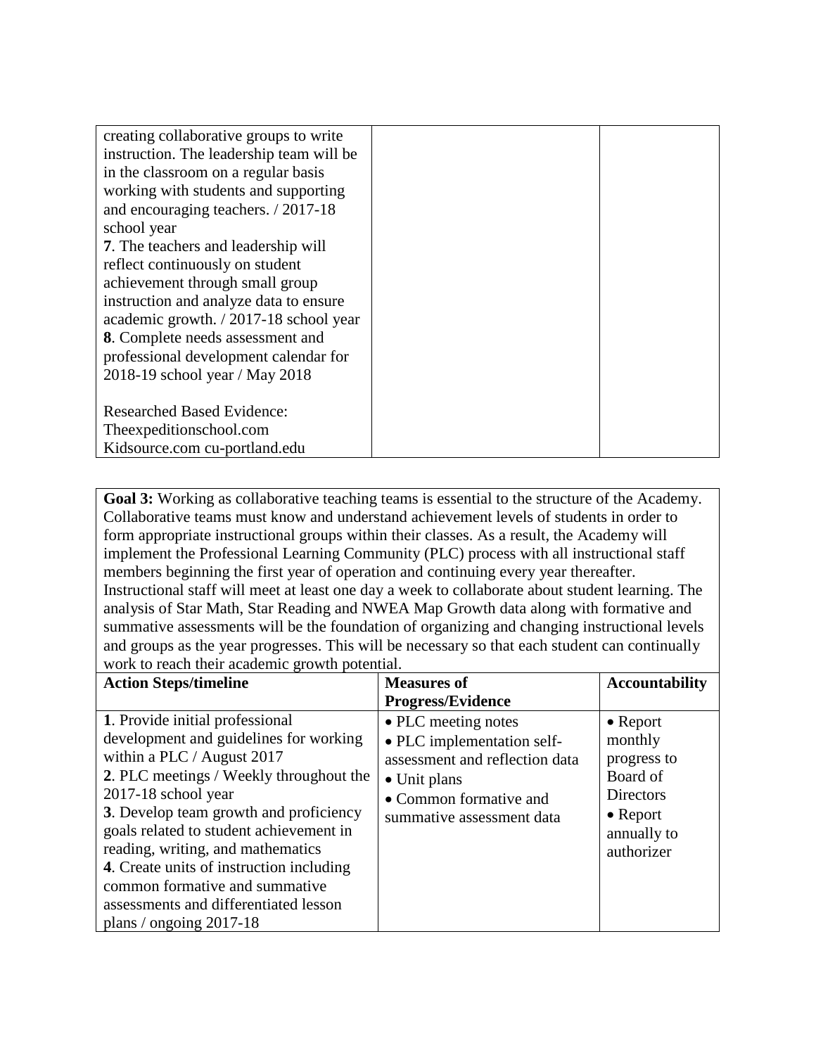| | | |
|---|---|---|
| creating collaborative groups to write instruction. The leadership team will be in the classroom on a regular basis working with students and supporting and encouraging teachers. / 2017-18 school year<br>**7**. The teachers and leadership will reflect continuously on student achievement through small group instruction and analyze data to ensure academic growth. / 2017-18 school year<br>**8**. Complete needs assessment and professional development calendar for 2018-19 school year / May 2018<br><br>Researched Based Evidence:<br>Theexpeditionschool.com<br>Kidsource.com cu-portland.edu | | |

**Goal 3:** Working as collaborative teaching teams is essential to the structure of the Academy. Collaborative teams must know and understand achievement levels of students in order to form appropriate instructional groups within their classes. As a result, the Academy will implement the Professional Learning Community (PLC) process with all instructional staff members beginning the first year of operation and continuing every year thereafter. Instructional staff will meet at least one day a week to collaborate about student learning. The analysis of Star Math, Star Reading and NWEA Map Growth data along with formative and summative assessments will be the foundation of organizing and changing instructional levels and groups as the year progresses. This will be necessary so that each student can continually work to reach their academic growth potential.

| **Action Steps/timeline** | **Measures of Progress/Evidence** | **Accountability** |
|---|---|---|
| **1**. Provide initial professional development and guidelines for working within a PLC / August 2017<br>**2**. PLC meetings / Weekly throughout the 2017-18 school year<br>**3**. Develop team growth and proficiency goals related to student achievement in reading, writing, and mathematics<br>**4**. Create units of instruction including common formative and summative assessments and differentiated lesson plans / ongoing 2017-18 | • PLC meeting notes<br>• PLC implementation self-assessment and reflection data<br>• Unit plans<br>• Common formative and summative assessment data | • Report monthly progress to Board of Directors<br>• Report annually to authorizer |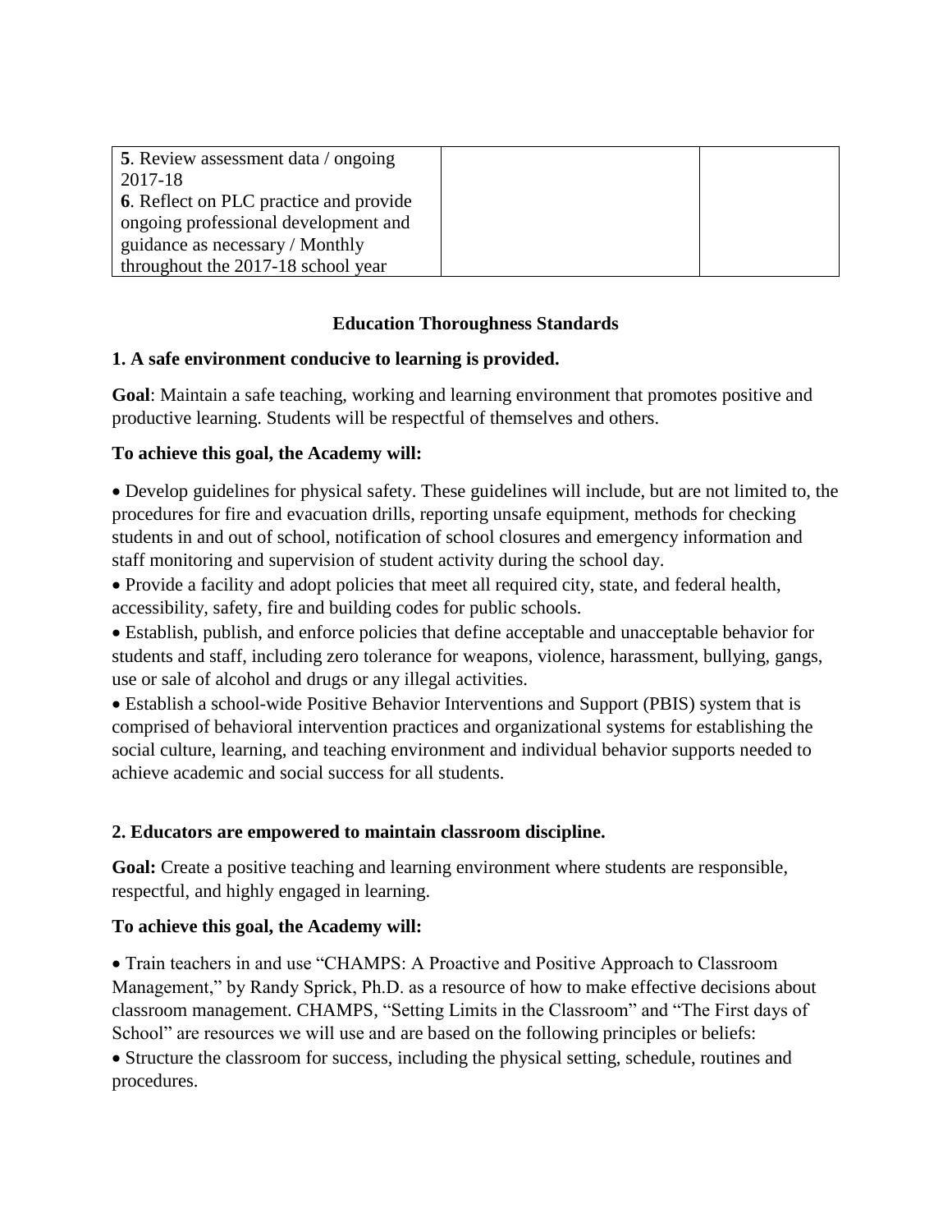| **5**. Review assessment data / ongoing 2017-18<br>**6**. Reflect on PLC practice and provide ongoing professional development and guidance as necessary / Monthly throughout the 2017-18 school year | | |
|---|---|---|

## Education Thoroughness Standards

### 1. A safe environment conducive to learning is provided.

**Goal**: Maintain a safe teaching, working and learning environment that promotes positive and productive learning. Students will be respectful of themselves and others.

**To achieve this goal, the Academy will:**

- Develop guidelines for physical safety. These guidelines will include, but are not limited to, the procedures for fire and evacuation drills, reporting unsafe equipment, methods for checking students in and out of school, notification of school closures and emergency information and staff monitoring and supervision of student activity during the school day.
- Provide a facility and adopt policies that meet all required city, state, and federal health, accessibility, safety, fire and building codes for public schools.
- Establish, publish, and enforce policies that define acceptable and unacceptable behavior for students and staff, including zero tolerance for weapons, violence, harassment, bullying, gangs, use or sale of alcohol and drugs or any illegal activities.
- Establish a school-wide Positive Behavior Interventions and Support (PBIS) system that is comprised of behavioral intervention practices and organizational systems for establishing the social culture, learning, and teaching environment and individual behavior supports needed to achieve academic and social success for all students.

### 2. Educators are empowered to maintain classroom discipline.

**Goal:** Create a positive teaching and learning environment where students are responsible, respectful, and highly engaged in learning.

**To achieve this goal, the Academy will:**

- Train teachers in and use "CHAMPS: A Proactive and Positive Approach to Classroom Management," by Randy Sprick, Ph.D. as a resource of how to make effective decisions about classroom management. CHAMPS, "Setting Limits in the Classroom" and "The First days of School" are resources we will use and are based on the following principles or beliefs:
- Structure the classroom for success, including the physical setting, schedule, routines and procedures.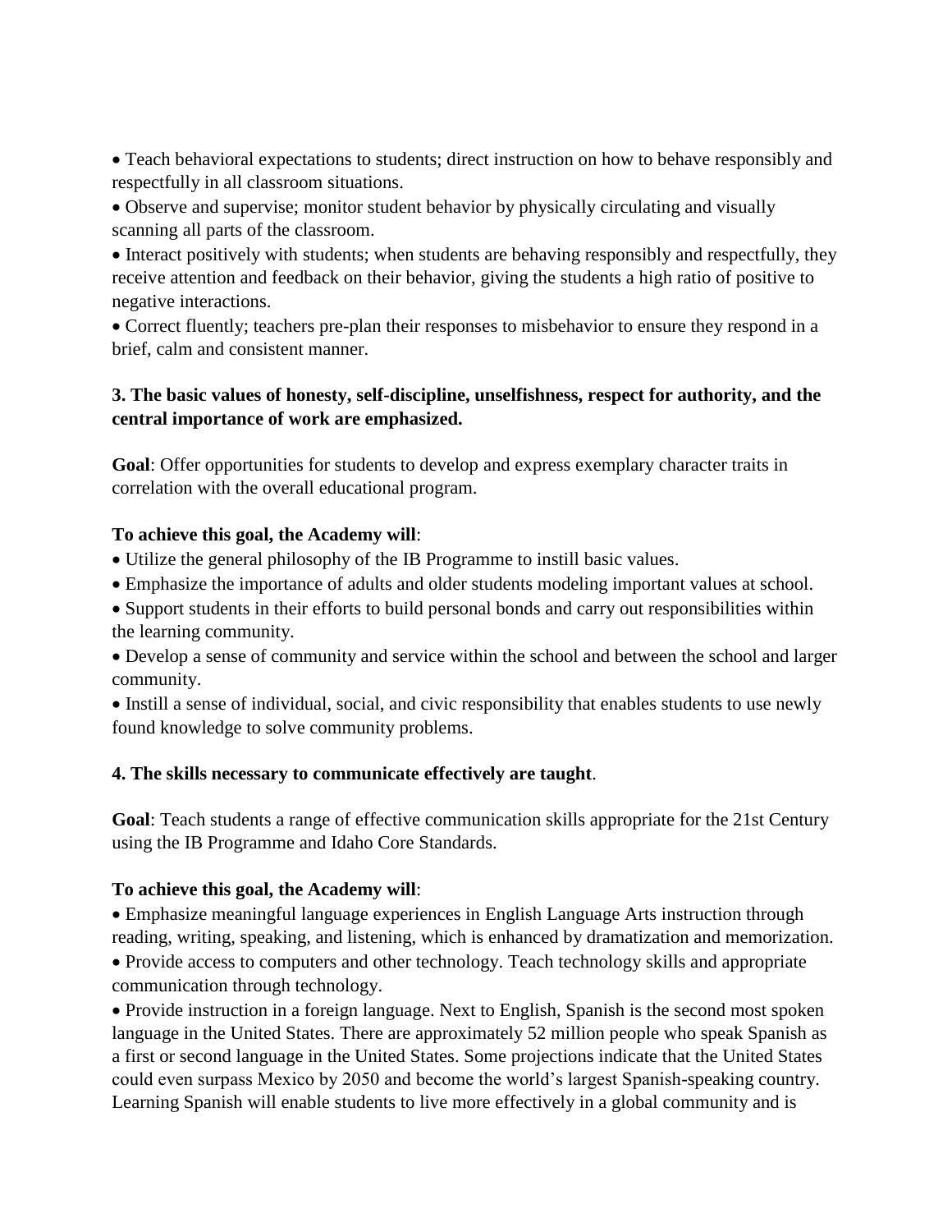- Teach behavioral expectations to students; direct instruction on how to behave responsibly and respectfully in all classroom situations.
- Observe and supervise; monitor student behavior by physically circulating and visually scanning all parts of the classroom.
- Interact positively with students; when students are behaving responsibly and respectfully, they receive attention and feedback on their behavior, giving the students a high ratio of positive to negative interactions.
- Correct fluently; teachers pre-plan their responses to misbehavior to ensure they respond in a brief, calm and consistent manner.

**3. The basic values of honesty, self-discipline, unselfishness, respect for authority, and the central importance of work are emphasized.**

**Goal**: Offer opportunities for students to develop and express exemplary character traits in correlation with the overall educational program.

**To achieve this goal, the Academy will**:

- Utilize the general philosophy of the IB Programme to instill basic values.
- Emphasize the importance of adults and older students modeling important values at school.
- Support students in their efforts to build personal bonds and carry out responsibilities within the learning community.
- Develop a sense of community and service within the school and between the school and larger community.
- Instill a sense of individual, social, and civic responsibility that enables students to use newly found knowledge to solve community problems.

**4. The skills necessary to communicate effectively are taught**.

**Goal**: Teach students a range of effective communication skills appropriate for the 21st Century using the IB Programme and Idaho Core Standards.

**To achieve this goal, the Academy will**:

- Emphasize meaningful language experiences in English Language Arts instruction through reading, writing, speaking, and listening, which is enhanced by dramatization and memorization.
- Provide access to computers and other technology. Teach technology skills and appropriate communication through technology.
- Provide instruction in a foreign language. Next to English, Spanish is the second most spoken language in the United States. There are approximately 52 million people who speak Spanish as a first or second language in the United States. Some projections indicate that the United States could even surpass Mexico by 2050 and become the world's largest Spanish-speaking country. Learning Spanish will enable students to live more effectively in a global community and is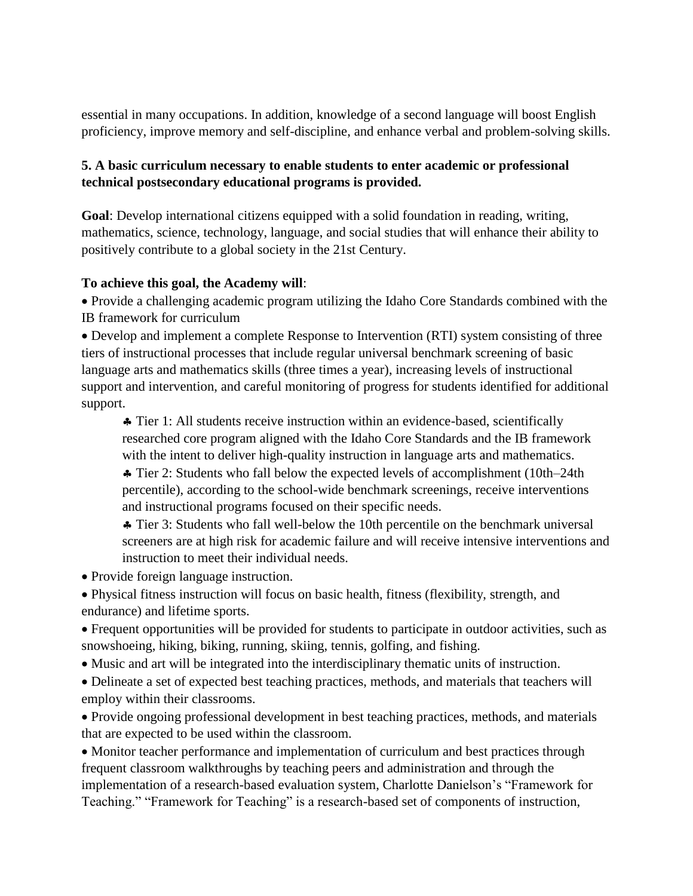essential in many occupations. In addition, knowledge of a second language will boost English proficiency, improve memory and self-discipline, and enhance verbal and problem-solving skills.

**5. A basic curriculum necessary to enable students to enter academic or professional technical postsecondary educational programs is provided.**

**Goal**: Develop international citizens equipped with a solid foundation in reading, writing, mathematics, science, technology, language, and social studies that will enhance their ability to positively contribute to a global society in the 21st Century.

**To achieve this goal, the Academy will**:

- Provide a challenging academic program utilizing the Idaho Core Standards combined with the IB framework for curriculum
- Develop and implement a complete Response to Intervention (RTI) system consisting of three tiers of instructional processes that include regular universal benchmark screening of basic language arts and mathematics skills (three times a year), increasing levels of instructional support and intervention, and careful monitoring of progress for students identified for additional support.
  - ♣ Tier 1: All students receive instruction within an evidence-based, scientifically researched core program aligned with the Idaho Core Standards and the IB framework with the intent to deliver high-quality instruction in language arts and mathematics.
  - ♣ Tier 2: Students who fall below the expected levels of accomplishment (10th–24th percentile), according to the school-wide benchmark screenings, receive interventions and instructional programs focused on their specific needs.
  - ♣ Tier 3: Students who fall well-below the 10th percentile on the benchmark universal screeners are at high risk for academic failure and will receive intensive interventions and instruction to meet their individual needs.
- Provide foreign language instruction.
- Physical fitness instruction will focus on basic health, fitness (flexibility, strength, and endurance) and lifetime sports.
- Frequent opportunities will be provided for students to participate in outdoor activities, such as snowshoeing, hiking, biking, running, skiing, tennis, golfing, and fishing.
- Music and art will be integrated into the interdisciplinary thematic units of instruction.
- Delineate a set of expected best teaching practices, methods, and materials that teachers will employ within their classrooms.
- Provide ongoing professional development in best teaching practices, methods, and materials that are expected to be used within the classroom.
- Monitor teacher performance and implementation of curriculum and best practices through frequent classroom walkthroughs by teaching peers and administration and through the implementation of a research-based evaluation system, Charlotte Danielson's "Framework for Teaching." "Framework for Teaching" is a research-based set of components of instruction,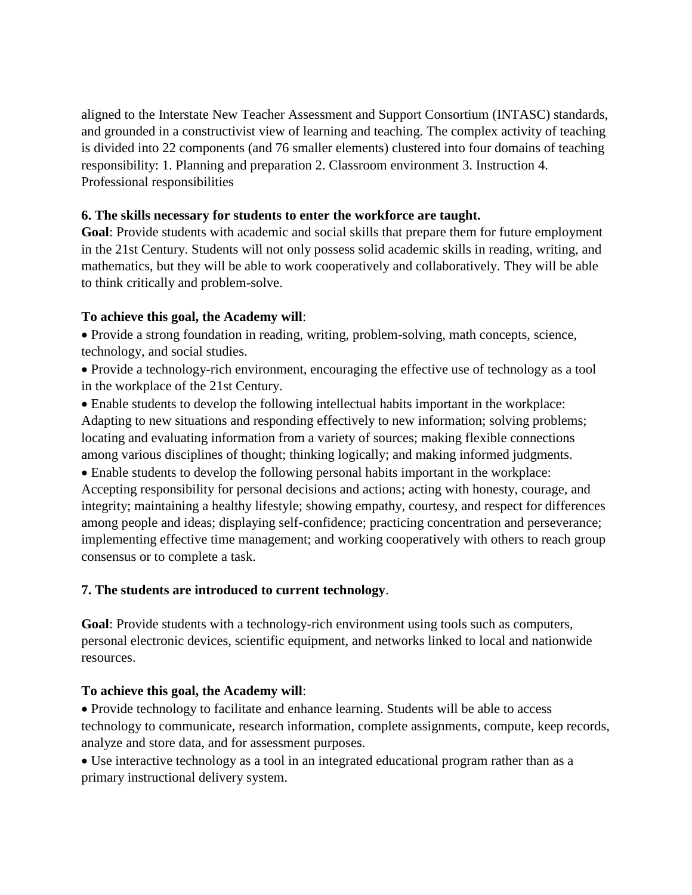aligned to the Interstate New Teacher Assessment and Support Consortium (INTASC) standards, and grounded in a constructivist view of learning and teaching. The complex activity of teaching is divided into 22 components (and 76 smaller elements) clustered into four domains of teaching responsibility: 1. Planning and preparation 2. Classroom environment 3. Instruction 4. Professional responsibilities

**6. The skills necessary for students to enter the workforce are taught.**

**Goal**: Provide students with academic and social skills that prepare them for future employment in the 21st Century. Students will not only possess solid academic skills in reading, writing, and mathematics, but they will be able to work cooperatively and collaboratively. They will be able to think critically and problem-solve.

**To achieve this goal, the Academy will**:

- Provide a strong foundation in reading, writing, problem-solving, math concepts, science, technology, and social studies.
- Provide a technology-rich environment, encouraging the effective use of technology as a tool in the workplace of the 21st Century.
- Enable students to develop the following intellectual habits important in the workplace: Adapting to new situations and responding effectively to new information; solving problems; locating and evaluating information from a variety of sources; making flexible connections among various disciplines of thought; thinking logically; and making informed judgments.
- Enable students to develop the following personal habits important in the workplace: Accepting responsibility for personal decisions and actions; acting with honesty, courage, and integrity; maintaining a healthy lifestyle; showing empathy, courtesy, and respect for differences among people and ideas; displaying self-confidence; practicing concentration and perseverance; implementing effective time management; and working cooperatively with others to reach group consensus or to complete a task.

**7. The students are introduced to current technology**.

**Goal**: Provide students with a technology-rich environment using tools such as computers, personal electronic devices, scientific equipment, and networks linked to local and nationwide resources.

**To achieve this goal, the Academy will**:

- Provide technology to facilitate and enhance learning. Students will be able to access technology to communicate, research information, complete assignments, compute, keep records, analyze and store data, and for assessment purposes.
- Use interactive technology as a tool in an integrated educational program rather than as a primary instructional delivery system.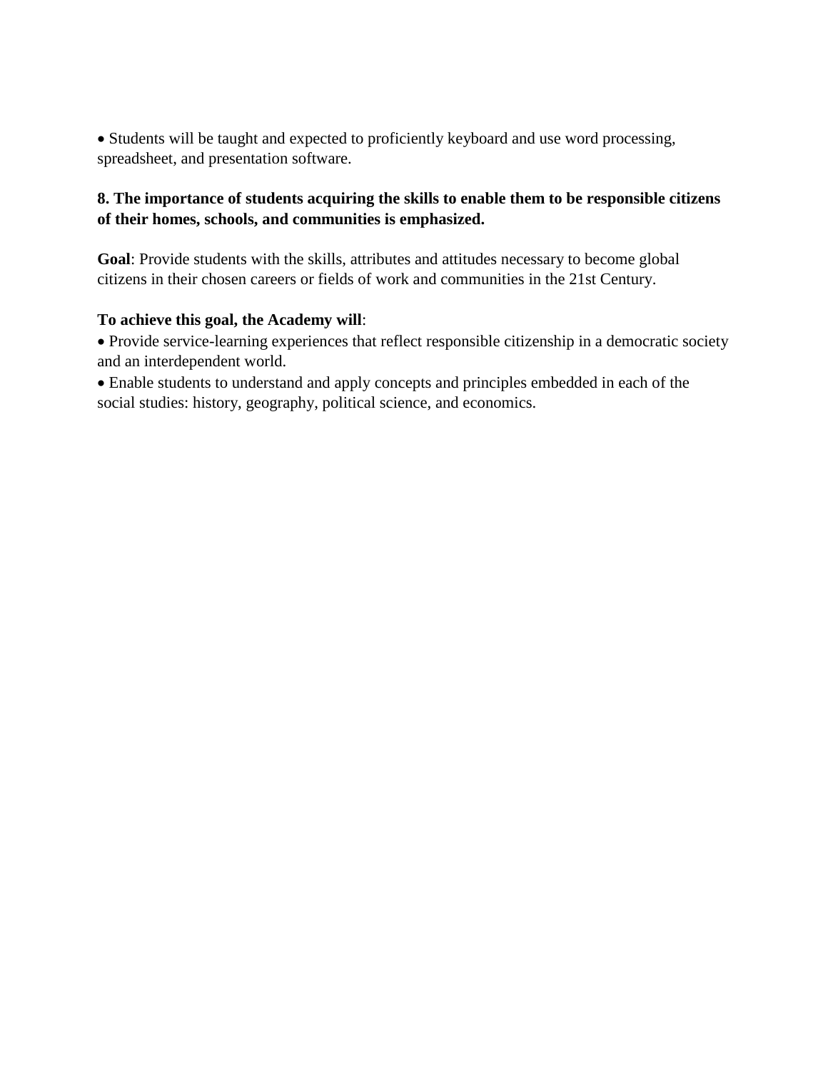- Students will be taught and expected to proficiently keyboard and use word processing, spreadsheet, and presentation software.

**8. The importance of students acquiring the skills to enable them to be responsible citizens of their homes, schools, and communities is emphasized.**

**Goal**: Provide students with the skills, attributes and attitudes necessary to become global citizens in their chosen careers or fields of work and communities in the 21st Century.

**To achieve this goal, the Academy will**:

- Provide service-learning experiences that reflect responsible citizenship in a democratic society and an interdependent world.
- Enable students to understand and apply concepts and principles embedded in each of the social studies: history, geography, political science, and economics.